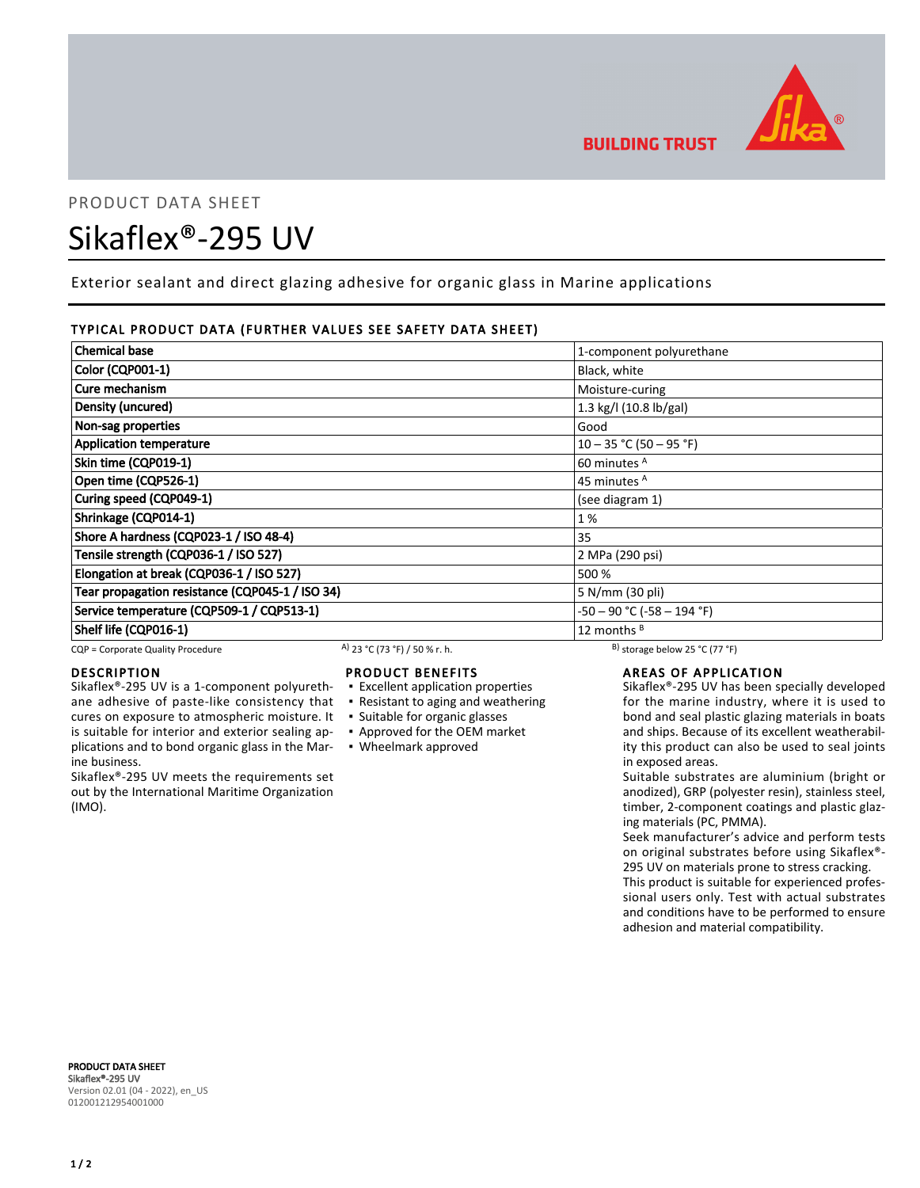PRODUCT DATA SHEET

# Sikaflex®-295 UV

Exterior sealant and direct glazing adhesive for organic glass in Marine applications

## TYPICAL PRODUCT DATA (FURTHER VALUES SEE SAFETY DATA SHEET)

| Property | Value |
|---|---|
| **Chemical base** | 1-component polyurethane |
| **Color (CQP001-1)** | Black, white |
| **Cure mechanism** | Moisture-curing |
| **Density (uncured)** | 1.3 kg/l (10.8 lb/gal) |
| **Non-sag properties** | Good |
| **Application temperature** | 10 – 35 °C (50 – 95 °F) |
| **Skin time (CQP019-1)** | 60 minutes [A] |
| **Open time (CQP526-1)** | 45 minutes [A] |
| **Curing speed (CQP049-1)** | (see diagram 1) |
| **Shrinkage (CQP014-1)** | 1 % |
| **Shore A hardness (CQP023-1 / ISO 48-4)** | 35 |
| **Tensile strength (CQP036-1 / ISO 527)** | 2 MPa (290 psi) |
| **Elongation at break (CQP036-1 / ISO 527)** | 500 % |
| **Tear propagation resistance (CQP045-1 / ISO 34)** | 5 N/mm (30 pli) |
| **Service temperature (CQP509-1 / CQP513-1)** | -50 – 90 °C (-58 – 194 °F) |
| **Shelf life (CQP016-1)** | 12 months [B] |

CQP = Corporate Quality Procedure  [A] 23 °C (73 °F) / 50 % r. h.  [B] storage below 25 °C (77 °F)

## DESCRIPTION

Sikaflex®-295 UV is a 1-component polyurethane adhesive of paste-like consistency that cures on exposure to atmospheric moisture. It is suitable for interior and exterior sealing applications and to bond organic glass in the Marine business.

Sikaflex®-295 UV meets the requirements set out by the International Maritime Organization (IMO).

## PRODUCT BENEFITS

- Excellent application properties
- Resistant to aging and weathering
- Suitable for organic glasses
- Approved for the OEM market
- Wheelmark approved

## AREAS OF APPLICATION

Sikaflex®-295 UV has been specially developed for the marine industry, where it is used to bond and seal plastic glazing materials in boats and ships. Because of its excellent weatherability this product can also be used to seal joints in exposed areas.

Suitable substrates are aluminium (bright or anodized), GRP (polyester resin), stainless steel, timber, 2-component coatings and plastic glazing materials (PC, PMMA).

Seek manufacturer's advice and perform tests on original substrates before using Sikaflex®-295 UV on materials prone to stress cracking.

This product is suitable for experienced professional users only. Test with actual substrates and conditions have to be performed to ensure adhesion and material compatibility.

**PRODUCT DATA SHEET**
**Sikaflex®-295 UV**
Version 02.01 (04 - 2022), en_US
012001212954001000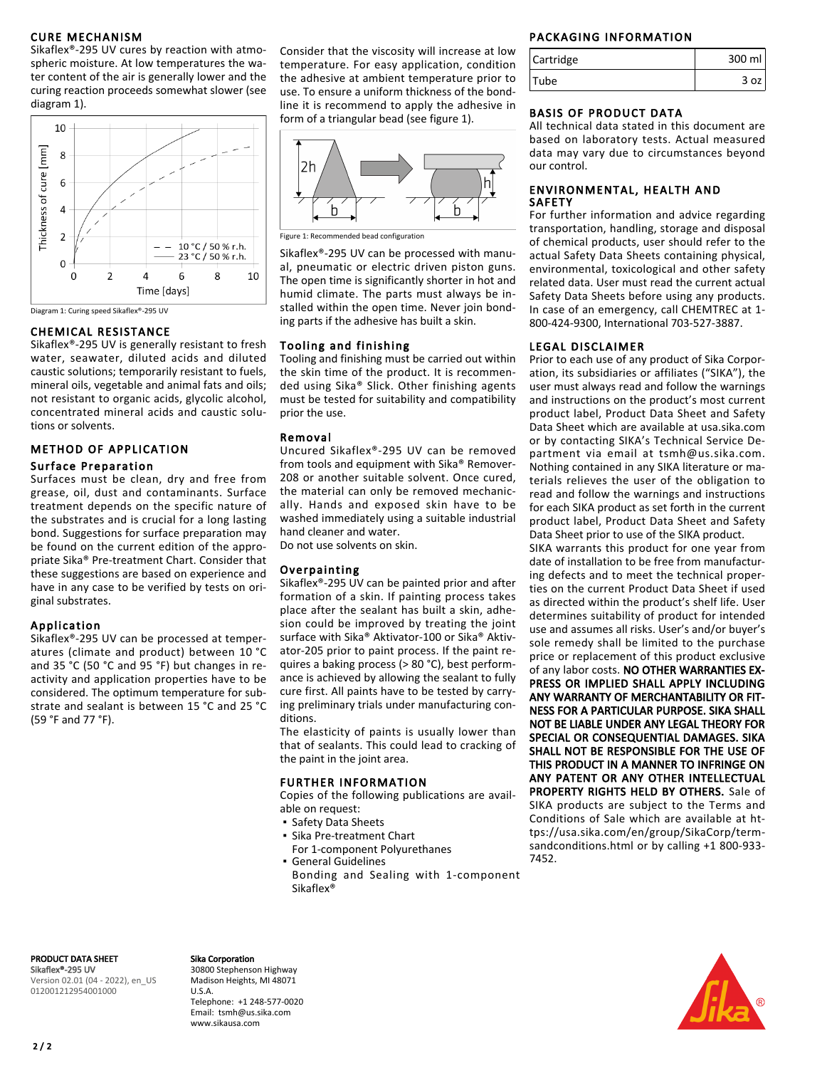## CURE MECHANISM

Sikaflex®-295 UV cures by reaction with atmospheric moisture. At low temperatures the water content of the air is generally lower and the curing reaction proceeds somewhat slower (see diagram 1).

10
8
6
4
2
0
Thickness of cure [mm]
0 2 4 6 8 10
Time [days]
10 °C / 50 % r.h.
23 °C / 50 % r.h.

Diagram 1: Curing speed Sikaflex®-295 UV

## CHEMICAL RESISTANCE

Sikaflex®-295 UV is generally resistant to fresh water, seawater, diluted acids and diluted caustic solutions; temporarily resistant to fuels, mineral oils, vegetable and animal fats and oils; not resistant to organic acids, glycolic alcohol, concentrated mineral acids and caustic solutions or solvents.

## METHOD OF APPLICATION

### Surface Preparation

Surfaces must be clean, dry and free from grease, oil, dust and contaminants. Surface treatment depends on the specific nature of the substrates and is crucial for a long lasting bond. Suggestions for surface preparation may be found on the current edition of the appropriate Sika® Pre-treatment Chart. Consider that these suggestions are based on experience and have in any case to be verified by tests on original substrates.

### Application

Sikaflex®-295 UV can be processed at temperatures (climate and product) between 10 °C and 35 °C (50 °C and 95 °F) but changes in reactivity and application properties have to be considered. The optimum temperature for substrate and sealant is between 15 °C and 25 °C (59 °F and 77 °F).

Consider that the viscosity will increase at low temperature. For easy application, condition the adhesive at ambient temperature prior to use. To ensure a uniform thickness of the bondline it is recommend to apply the adhesive in form of a triangular bead (see figure 1).

2h
h
b
b

Figure 1: Recommended bead configuration

Sikaflex®-295 UV can be processed with manual, pneumatic or electric driven piston guns. The open time is significantly shorter in hot and humid climate. The parts must always be installed within the open time. Never join bonding parts if the adhesive has built a skin.

### Tooling and finishing

Tooling and finishing must be carried out within the skin time of the product. It is recommended using Sika® Slick. Other finishing agents must be tested for suitability and compatibility prior the use.

### Removal

Uncured Sikaflex®-295 UV can be removed from tools and equipment with Sika® Remover-208 or another suitable solvent. Once cured, the material can only be removed mechanically. Hands and exposed skin have to be washed immediately using a suitable industrial hand cleaner and water.
Do not use solvents on skin.

### Overpainting

Sikaflex®-295 UV can be painted prior and after formation of a skin. If painting process takes place after the sealant has built a skin, adhesion could be improved by treating the joint surface with Sika® Aktivator-100 or Sika® Aktivator-205 prior to paint process. If the paint requires a baking process (> 80 °C), best performance is achieved by allowing the sealant to fully cure first. All paints have to be tested by carrying preliminary trials under manufacturing conditions.
The elasticity of paints is usually lower than that of sealants. This could lead to cracking of the paint in the joint area.

## FURTHER INFORMATION

Copies of the following publications are available on request:

- Safety Data Sheets
- Sika Pre-treatment Chart
  For 1-component Polyurethanes
- General Guidelines
  Bonding and Sealing with 1-component Sikaflex®

## PACKAGING INFORMATION

| | |
|---|---|
| Cartridge | 300 ml |
| Tube | 3 oz |

## BASIS OF PRODUCT DATA

All technical data stated in this document are based on laboratory tests. Actual measured data may vary due to circumstances beyond our control.

## ENVIRONMENTAL, HEALTH AND SAFETY

For further information and advice regarding transportation, handling, storage and disposal of chemical products, user should refer to the actual Safety Data Sheets containing physical, environmental, toxicological and other safety related data. User must read the current actual Safety Data Sheets before using any products. In case of an emergency, call CHEMTREC at 1-800-424-9300, International 703-527-3887.

## LEGAL DISCLAIMER

Prior to each use of any product of Sika Corporation, its subsidiaries or affiliates ("SIKA"), the user must always read and follow the warnings and instructions on the product's most current product label, Product Data Sheet and Safety Data Sheet which are available at usa.sika.com or by contacting SIKA's Technical Service Department via email at tsmh@us.sika.com. Nothing contained in any SIKA literature or materials relieves the user of the obligation to read and follow the warnings and instructions for each SIKA product as set forth in the current product label, Product Data Sheet and Safety Data Sheet prior to use of the SIKA product.
SIKA warrants this product for one year from date of installation to be free from manufacturing defects and to meet the technical properties on the current Product Data Sheet if used as directed within the product's shelf life. User determines suitability of product for intended use and assumes all risks. User's and/or buyer's sole remedy shall be limited to the purchase price or replacement of this product exclusive of any labor costs. **NO OTHER WARRANTIES EXPRESS OR IMPLIED SHALL APPLY INCLUDING ANY WARRANTY OF MERCHANTABILITY OR FITNESS FOR A PARTICULAR PURPOSE. SIKA SHALL NOT BE LIABLE UNDER ANY LEGAL THEORY FOR SPECIAL OR CONSEQUENTIAL DAMAGES. SIKA SHALL NOT BE RESPONSIBLE FOR THE USE OF THIS PRODUCT IN A MANNER TO INFRINGE ON ANY PATENT OR ANY OTHER INTELLECTUAL PROPERTY RIGHTS HELD BY OTHERS.** Sale of SIKA products are subject to the Terms and Conditions of Sale which are available at https://usa.sika.com/en/group/SikaCorp/termsandconditions.html or by calling +1 800-933-7452.

**PRODUCT DATA SHEET**
**Sikaflex®-295 UV**
Version 02.01 (04 - 2022), en_US
012001212954001000

**Sika Corporation**
30800 Stephenson Highway
Madison Heights, MI 48071
U.S.A.
Telephone: +1 248-577-0020
Email: tsmh@us.sika.com
www.sikausa.com